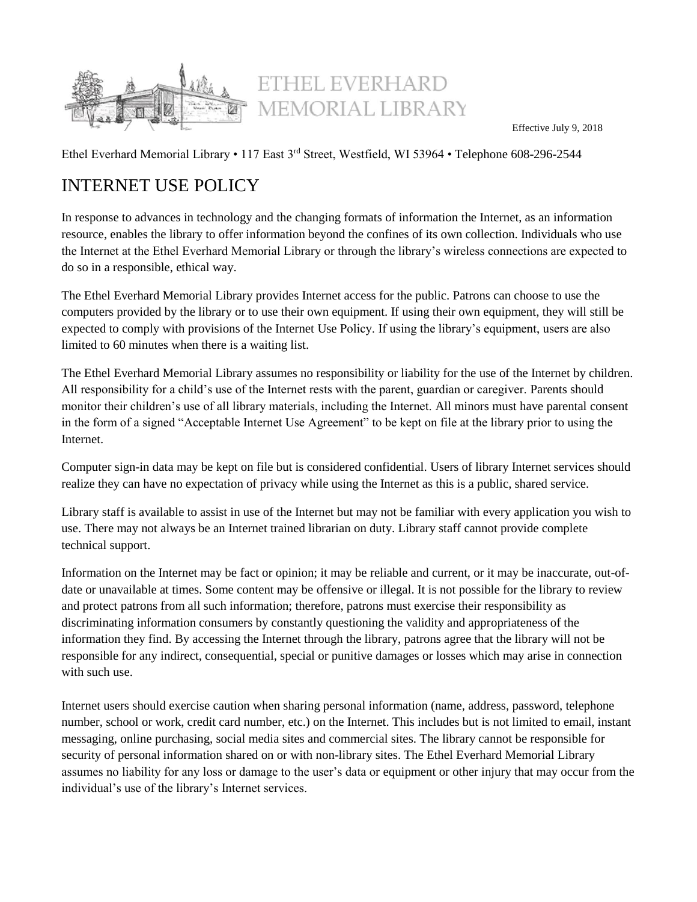ETHEL EVERHARD MEMORIAL LIBRARY

Effective July 9, 2018

Ethel Everhard Memorial Library • 117 East 3rd Street, Westfield, WI 53964 • Telephone 608-296-2544

# INTERNET USE POLICY

In response to advances in technology and the changing formats of information the Internet, as an information resource, enables the library to offer information beyond the confines of its own collection. Individuals who use the Internet at the Ethel Everhard Memorial Library or through the library's wireless connections are expected to do so in a responsible, ethical way.

The Ethel Everhard Memorial Library provides Internet access for the public. Patrons can choose to use the computers provided by the library or to use their own equipment. If using their own equipment, they will still be expected to comply with provisions of the Internet Use Policy. If using the library's equipment, users are also limited to 60 minutes when there is a waiting list.

The Ethel Everhard Memorial Library assumes no responsibility or liability for the use of the Internet by children. All responsibility for a child's use of the Internet rests with the parent, guardian or caregiver. Parents should monitor their children's use of all library materials, including the Internet. All minors must have parental consent in the form of a signed "Acceptable Internet Use Agreement" to be kept on file at the library prior to using the Internet.

Computer sign-in data may be kept on file but is considered confidential. Users of library Internet services should realize they can have no expectation of privacy while using the Internet as this is a public, shared service.

Library staff is available to assist in use of the Internet but may not be familiar with every application you wish to use. There may not always be an Internet trained librarian on duty. Library staff cannot provide complete technical support.

Information on the Internet may be fact or opinion; it may be reliable and current, or it may be inaccurate, out-of-date or unavailable at times. Some content may be offensive or illegal. It is not possible for the library to review and protect patrons from all such information; therefore, patrons must exercise their responsibility as discriminating information consumers by constantly questioning the validity and appropriateness of the information they find. By accessing the Internet through the library, patrons agree that the library will not be responsible for any indirect, consequential, special or punitive damages or losses which may arise in connection with such use.

Internet users should exercise caution when sharing personal information (name, address, password, telephone number, school or work, credit card number, etc.) on the Internet. This includes but is not limited to email, instant messaging, online purchasing, social media sites and commercial sites. The library cannot be responsible for security of personal information shared on or with non-library sites. The Ethel Everhard Memorial Library assumes no liability for any loss or damage to the user's data or equipment or other injury that may occur from the individual's use of the library's Internet services.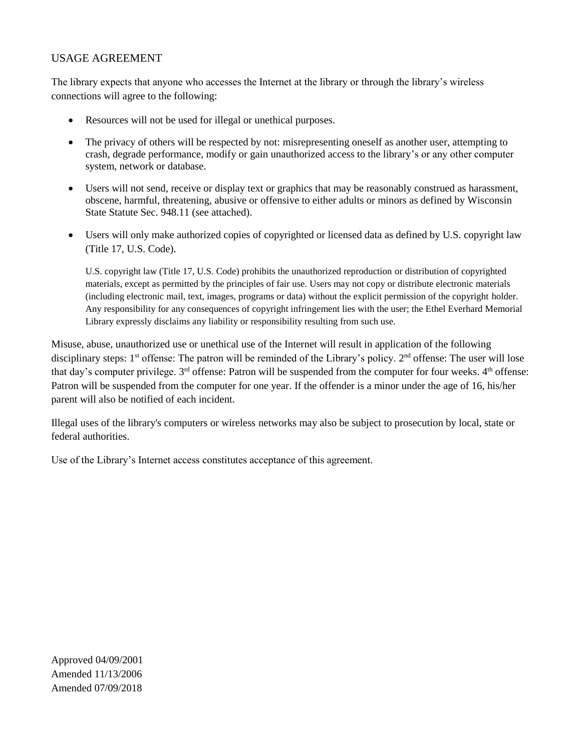## USAGE AGREEMENT

The library expects that anyone who accesses the Internet at the library or through the library's wireless connections will agree to the following:

- Resources will not be used for illegal or unethical purposes.
- The privacy of others will be respected by not: misrepresenting oneself as another user, attempting to crash, degrade performance, modify or gain unauthorized access to the library's or any other computer system, network or database.
- Users will not send, receive or display text or graphics that may be reasonably construed as harassment, obscene, harmful, threatening, abusive or offensive to either adults or minors as defined by Wisconsin State Statute Sec. 948.11 (see attached).
- Users will only make authorized copies of copyrighted or licensed data as defined by U.S. copyright law (Title 17, U.S. Code).

  U.S. copyright law (Title 17, U.S. Code) prohibits the unauthorized reproduction or distribution of copyrighted materials, except as permitted by the principles of fair use. Users may not copy or distribute electronic materials (including electronic mail, text, images, programs or data) without the explicit permission of the copyright holder. Any responsibility for any consequences of copyright infringement lies with the user; the Ethel Everhard Memorial Library expressly disclaims any liability or responsibility resulting from such use.

Misuse, abuse, unauthorized use or unethical use of the Internet will result in application of the following disciplinary steps: 1st offense: The patron will be reminded of the Library's policy. 2nd offense: The user will lose that day's computer privilege. 3rd offense: Patron will be suspended from the computer for four weeks. 4th offense: Patron will be suspended from the computer for one year. If the offender is a minor under the age of 16, his/her parent will also be notified of each incident.

Illegal uses of the library's computers or wireless networks may also be subject to prosecution by local, state or federal authorities.

Use of the Library's Internet access constitutes acceptance of this agreement.

Approved 04/09/2001
Amended 11/13/2006
Amended 07/09/2018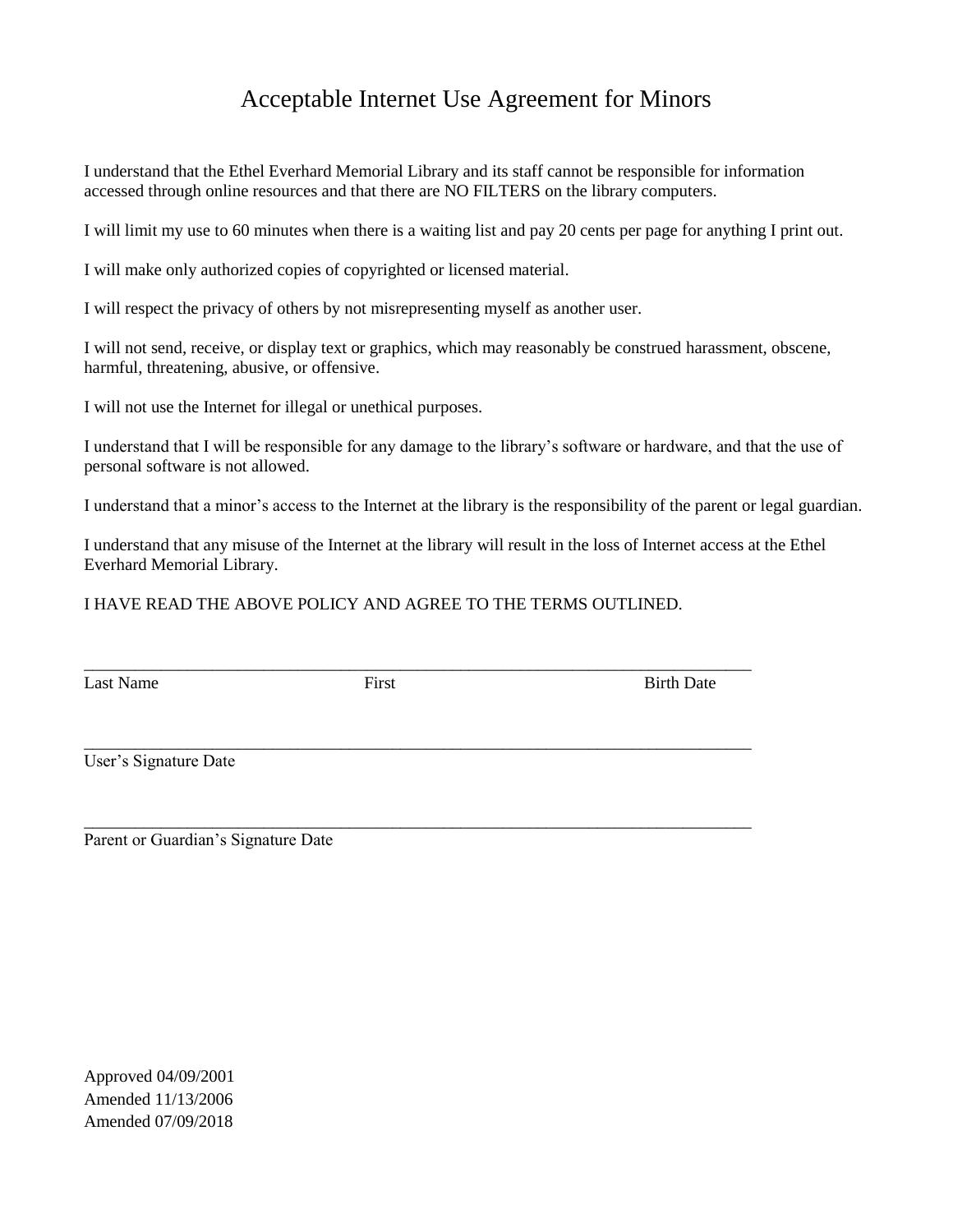# Acceptable Internet Use Agreement for Minors

I understand that the Ethel Everhard Memorial Library and its staff cannot be responsible for information accessed through online resources and that there are NO FILTERS on the library computers.

I will limit my use to 60 minutes when there is a waiting list and pay 20 cents per page for anything I print out.

I will make only authorized copies of copyrighted or licensed material.

I will respect the privacy of others by not misrepresenting myself as another user.

I will not send, receive, or display text or graphics, which may reasonably be construed harassment, obscene, harmful, threatening, abusive, or offensive.

I will not use the Internet for illegal or unethical purposes.

I understand that I will be responsible for any damage to the library's software or hardware, and that the use of personal software is not allowed.

I understand that a minor's access to the Internet at the library is the responsibility of the parent or legal guardian.

I understand that any misuse of the Internet at the library will result in the loss of Internet access at the Ethel Everhard Memorial Library.

I HAVE READ THE ABOVE POLICY AND AGREE TO THE TERMS OUTLINED.

_______________________________________________________________________________

Last Name First Birth Date

_______________________________________________________________________________

User's Signature Date

_______________________________________________________________________________

Parent or Guardian's Signature Date

Approved 04/09/2001
Amended 11/13/2006
Amended 07/09/2018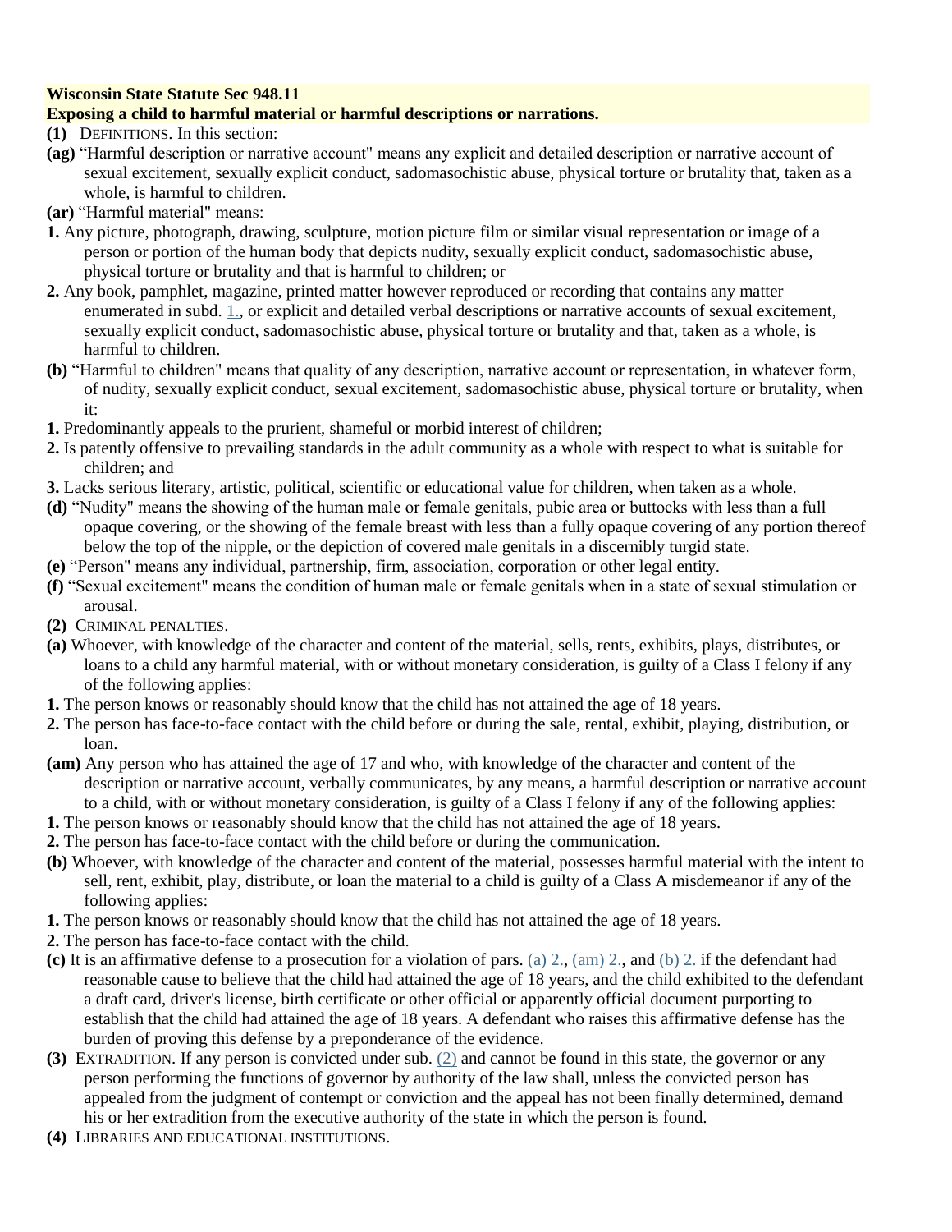**Wisconsin State Statute Sec 948.11**
**Exposing a child to harmful material or harmful descriptions or narrations.**

**(1)** DEFINITIONS. In this section:

**(ag)** "Harmful description or narrative account" means any explicit and detailed description or narrative account of sexual excitement, sexually explicit conduct, sadomasochistic abuse, physical torture or brutality that, taken as a whole, is harmful to children.

**(ar)** "Harmful material" means:

**1.** Any picture, photograph, drawing, sculpture, motion picture film or similar visual representation or image of a person or portion of the human body that depicts nudity, sexually explicit conduct, sadomasochistic abuse, physical torture or brutality and that is harmful to children; or

**2.** Any book, pamphlet, magazine, printed matter however reproduced or recording that contains any matter enumerated in subd. 1., or explicit and detailed verbal descriptions or narrative accounts of sexual excitement, sexually explicit conduct, sadomasochistic abuse, physical torture or brutality and that, taken as a whole, is harmful to children.

**(b)** "Harmful to children" means that quality of any description, narrative account or representation, in whatever form, of nudity, sexually explicit conduct, sexual excitement, sadomasochistic abuse, physical torture or brutality, when it:

**1.** Predominantly appeals to the prurient, shameful or morbid interest of children;

**2.** Is patently offensive to prevailing standards in the adult community as a whole with respect to what is suitable for children; and

**3.** Lacks serious literary, artistic, political, scientific or educational value for children, when taken as a whole.

**(d)** "Nudity" means the showing of the human male or female genitals, pubic area or buttocks with less than a full opaque covering, or the showing of the female breast with less than a fully opaque covering of any portion thereof below the top of the nipple, or the depiction of covered male genitals in a discernibly turgid state.

**(e)** "Person" means any individual, partnership, firm, association, corporation or other legal entity.

**(f)** "Sexual excitement" means the condition of human male or female genitals when in a state of sexual stimulation or arousal.

**(2)** CRIMINAL PENALTIES.

**(a)** Whoever, with knowledge of the character and content of the material, sells, rents, exhibits, plays, distributes, or loans to a child any harmful material, with or without monetary consideration, is guilty of a Class I felony if any of the following applies:

**1.** The person knows or reasonably should know that the child has not attained the age of 18 years.

**2.** The person has face-to-face contact with the child before or during the sale, rental, exhibit, playing, distribution, or loan.

**(am)** Any person who has attained the age of 17 and who, with knowledge of the character and content of the description or narrative account, verbally communicates, by any means, a harmful description or narrative account to a child, with or without monetary consideration, is guilty of a Class I felony if any of the following applies:

**1.** The person knows or reasonably should know that the child has not attained the age of 18 years.

**2.** The person has face-to-face contact with the child before or during the communication.

**(b)** Whoever, with knowledge of the character and content of the material, possesses harmful material with the intent to sell, rent, exhibit, play, distribute, or loan the material to a child is guilty of a Class A misdemeanor if any of the following applies:

**1.** The person knows or reasonably should know that the child has not attained the age of 18 years.

**2.** The person has face-to-face contact with the child.

**(c)** It is an affirmative defense to a prosecution for a violation of pars. (a) 2., (am) 2., and (b) 2. if the defendant had reasonable cause to believe that the child had attained the age of 18 years, and the child exhibited to the defendant a draft card, driver's license, birth certificate or other official or apparently official document purporting to establish that the child had attained the age of 18 years. A defendant who raises this affirmative defense has the burden of proving this defense by a preponderance of the evidence.

**(3)** EXTRADITION. If any person is convicted under sub. (2) and cannot be found in this state, the governor or any person performing the functions of governor by authority of the law shall, unless the convicted person has appealed from the judgment of contempt or conviction and the appeal has not been finally determined, demand his or her extradition from the executive authority of the state in which the person is found.

**(4)** LIBRARIES AND EDUCATIONAL INSTITUTIONS.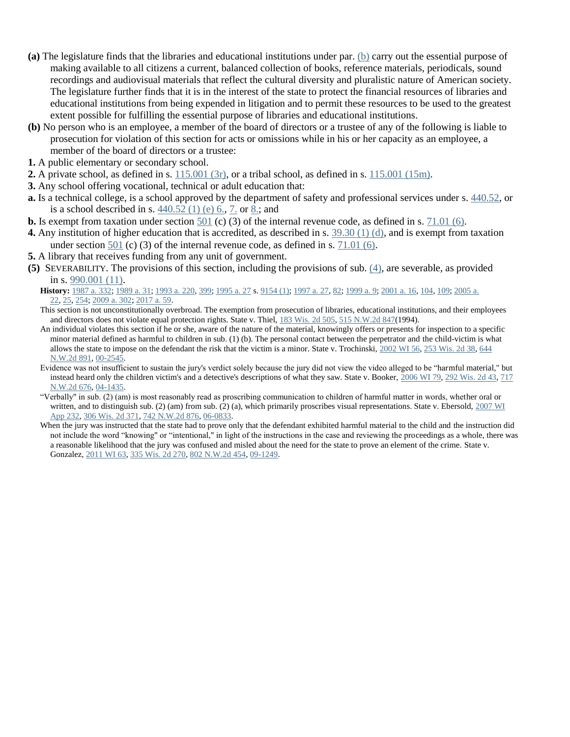**(a)** The legislature finds that the libraries and educational institutions under par. (b) carry out the essential purpose of making available to all citizens a current, balanced collection of books, reference materials, periodicals, sound recordings and audiovisual materials that reflect the cultural diversity and pluralistic nature of American society. The legislature further finds that it is in the interest of the state to protect the financial resources of libraries and educational institutions from being expended in litigation and to permit these resources to be used to the greatest extent possible for fulfilling the essential purpose of libraries and educational institutions.

**(b)** No person who is an employee, a member of the board of directors or a trustee of any of the following is liable to prosecution for violation of this section for acts or omissions while in his or her capacity as an employee, a member of the board of directors or a trustee:

**1.** A public elementary or secondary school.

**2.** A private school, as defined in s. 115.001 (3r), or a tribal school, as defined in s. 115.001 (15m).

**3.** Any school offering vocational, technical or adult education that:

**a.** Is a technical college, is a school approved by the department of safety and professional services under s. 440.52, or is a school described in s. 440.52 (1) (e) 6., 7. or 8.; and

**b.** Is exempt from taxation under section 501 (c) (3) of the internal revenue code, as defined in s. 71.01 (6).

**4.** Any institution of higher education that is accredited, as described in s. 39.30 (1) (d), and is exempt from taxation under section 501 (c) (3) of the internal revenue code, as defined in s. 71.01 (6).

**5.** A library that receives funding from any unit of government.

**(5)** SEVERABILITY. The provisions of this section, including the provisions of sub. (4), are severable, as provided in s. 990.001 (11).

**History:** 1987 a. 332; 1989 a. 31; 1993 a. 220, 399; 1995 a. 27 s. 9154 (1); 1997 a. 27, 82; 1999 a. 9; 2001 a. 16, 104, 109; 2005 a. 22, 25, 254; 2009 a. 302; 2017 a. 59.

This section is not unconstitutionally overbroad. The exemption from prosecution of libraries, educational institutions, and their employees and directors does not violate equal protection rights. State v. Thiel, 183 Wis. 2d 505, 515 N.W.2d 847(1994).

An individual violates this section if he or she, aware of the nature of the material, knowingly offers or presents for inspection to a specific minor material defined as harmful to children in sub. (1) (b). The personal contact between the perpetrator and the child-victim is what allows the state to impose on the defendant the risk that the victim is a minor. State v. Trochinski, 2002 WI 56, 253 Wis. 2d 38, 644 N.W.2d 891, 00-2545.

Evidence was not insufficient to sustain the jury's verdict solely because the jury did not view the video alleged to be "harmful material," but instead heard only the children victim's and a detective's descriptions of what they saw. State v. Booker, 2006 WI 79, 292 Wis. 2d 43, 717 N.W.2d 676, 04-1435.

"Verbally" in sub. (2) (am) is most reasonably read as proscribing communication to children of harmful matter in words, whether oral or written, and to distinguish sub. (2) (am) from sub. (2) (a), which primarily proscribes visual representations. State v. Ebersold, 2007 WI App 232, 306 Wis. 2d 371, 742 N.W.2d 876, 06-0833.

When the jury was instructed that the state had to prove only that the defendant exhibited harmful material to the child and the instruction did not include the word "knowing" or "intentional," in light of the instructions in the case and reviewing the proceedings as a whole, there was a reasonable likelihood that the jury was confused and misled about the need for the state to prove an element of the crime. State v. Gonzalez, 2011 WI 63, 335 Wis. 2d 270, 802 N.W.2d 454, 09-1249.